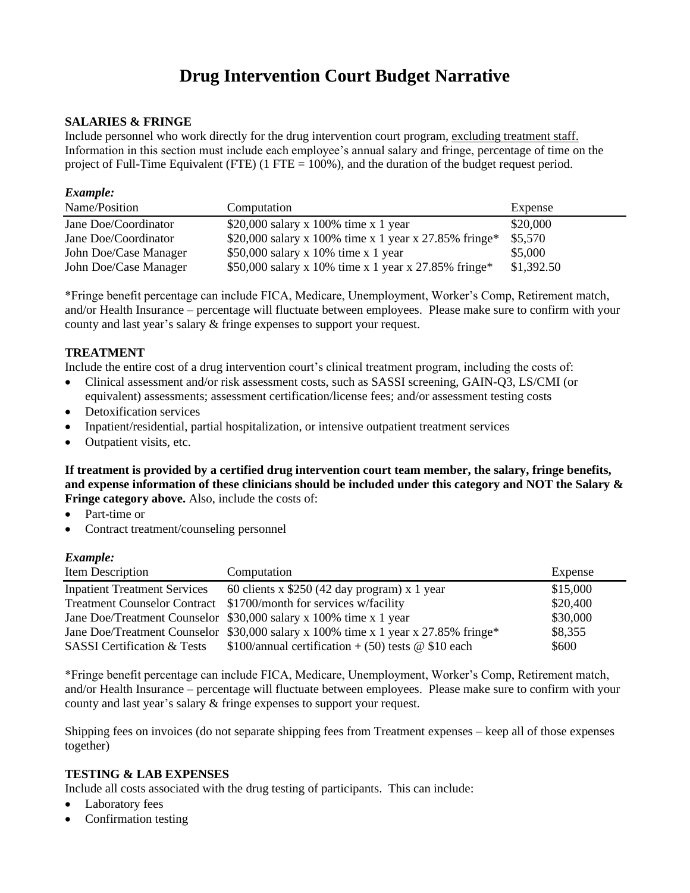# Drug Intervention Court Budget Narrative

**SALARIES & FRINGE**

Include personnel who work directly for the drug intervention court program, <u>excluding treatment staff.</u> Information in this section must include each employee's annual salary and fringe, percentage of time on the project of Full-Time Equivalent (FTE) (1 FTE = 100%), and the duration of the budget request period.

***Example:***

| Name/Position | Computation | Expense |
|---|---|---|
| Jane Doe/Coordinator | $20,000 salary x 100% time x 1 year | $20,000 |
| Jane Doe/Coordinator | $20,000 salary x 100% time x 1 year x 27.85% fringe* | $5,570 |
| John Doe/Case Manager | $50,000 salary x 10% time x 1 year | $5,000 |
| John Doe/Case Manager | $50,000 salary x 10% time x 1 year x 27.85% fringe* | $1,392.50 |

*Fringe benefit percentage can include FICA, Medicare, Unemployment, Worker's Comp, Retirement match, and/or Health Insurance – percentage will fluctuate between employees. Please make sure to confirm with your county and last year's salary & fringe expenses to support your request.

**TREATMENT**

Include the entire cost of a drug intervention court's clinical treatment program, including the costs of:

- Clinical assessment and/or risk assessment costs, such as SASSI screening, GAIN-Q3, LS/CMI (or equivalent) assessments; assessment certification/license fees; and/or assessment testing costs
- Detoxification services
- Inpatient/residential, partial hospitalization, or intensive outpatient treatment services
- Outpatient visits, etc.

**If treatment is provided by a certified drug intervention court team member, the salary, fringe benefits, and expense information of these clinicians should be included under this category and NOT the Salary & Fringe category above.** Also, include the costs of:

- Part-time or
- Contract treatment/counseling personnel

***Example:***

| Item Description | Computation | Expense |
|---|---|---|
| Inpatient Treatment Services | 60 clients x $250 (42 day program) x 1 year | $15,000 |
| Treatment Counselor Contract | $1700/month for services w/facility | $20,400 |
| Jane Doe/Treatment Counselor | $30,000 salary x 100% time x 1 year | $30,000 |
| Jane Doe/Treatment Counselor | $30,000 salary x 100% time x 1 year x 27.85% fringe* | $8,355 |
| SASSI Certification & Tests | $100/annual certification + (50) tests @ $10 each | $600 |

*Fringe benefit percentage can include FICA, Medicare, Unemployment, Worker's Comp, Retirement match, and/or Health Insurance – percentage will fluctuate between employees. Please make sure to confirm with your county and last year's salary & fringe expenses to support your request.

Shipping fees on invoices (do not separate shipping fees from Treatment expenses – keep all of those expenses together)

**TESTING & LAB EXPENSES**

Include all costs associated with the drug testing of participants. This can include:

- Laboratory fees
- Confirmation testing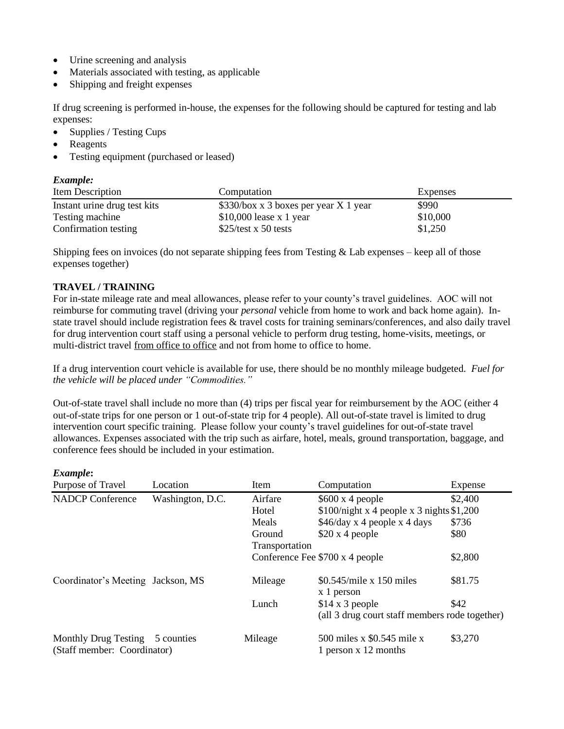- Urine screening and analysis
- Materials associated with testing, as applicable
- Shipping and freight expenses

If drug screening is performed in-house, the expenses for the following should be captured for testing and lab expenses:

- Supplies / Testing Cups
- Reagents
- Testing equipment (purchased or leased)

***Example:***

| Item Description | Computation | Expenses |
|---|---|---|
| Instant urine drug test kits | $330/box x 3 boxes per year X 1 year | $990 |
| Testing machine | $10,000 lease x 1 year | $10,000 |
| Confirmation testing | $25/test x 50 tests | $1,250 |

Shipping fees on invoices (do not separate shipping fees from Testing & Lab expenses – keep all of those expenses together)

**TRAVEL / TRAINING**

For in-state mileage rate and meal allowances, please refer to your county's travel guidelines. AOC will not reimburse for commuting travel (driving your *personal* vehicle from home to work and back home again). In-state travel should include registration fees & travel costs for training seminars/conferences, and also daily travel for drug intervention court staff using a personal vehicle to perform drug testing, home-visits, meetings, or multi-district travel <u>from office to office</u> and not from home to office to home.

If a drug intervention court vehicle is available for use, there should be no monthly mileage budgeted. *Fuel for the vehicle will be placed under "Commodities."*

Out-of-state travel shall include no more than (4) trips per fiscal year for reimbursement by the AOC (either 4 out-of-state trips for one person or 1 out-of-state trip for 4 people). All out-of-state travel is limited to drug intervention court specific training. Please follow your county's travel guidelines for out-of-state travel allowances. Expenses associated with the trip such as airfare, hotel, meals, ground transportation, baggage, and conference fees should be included in your estimation.

***Example*:**

| Purpose of Travel | Location | Item | Computation | Expense |
|---|---|---|---|---|
| NADCP Conference | Washington, D.C. | Airfare | $600 x 4 people | $2,400 |
| | | Hotel | $100/night x 4 people x 3 nights | $1,200 |
| | | Meals | $46/day x 4 people x 4 days | $736 |
| | | Ground Transportation | $20 x 4 people | $80 |
| | | Conference Fee | $700 x 4 people | $2,800 |
| Coordinator's Meeting | Jackson, MS | Mileage | $0.545/mile x 150 miles x 1 person | $81.75 |
| | | Lunch | $14 x 3 people (all 3 drug court staff members rode together) | $42 |
| Monthly Drug Testing (Staff member: Coordinator) | 5 counties | Mileage | 500 miles x $0.545 mile x 1 person x 12 months | $3,270 |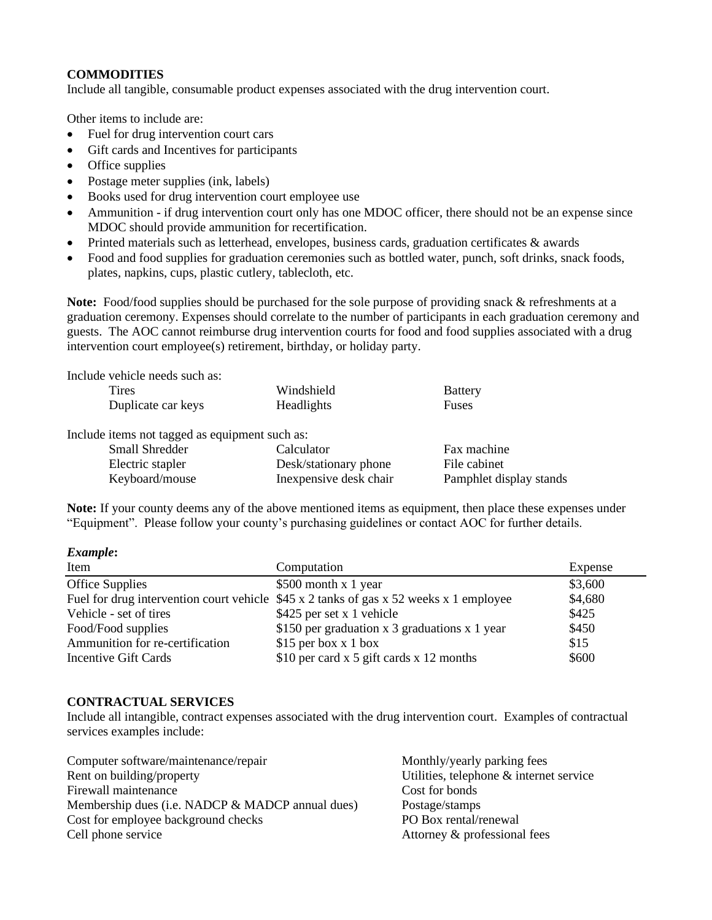**COMMODITIES**

Include all tangible, consumable product expenses associated with the drug intervention court.

Other items to include are:

- Fuel for drug intervention court cars
- Gift cards and Incentives for participants
- Office supplies
- Postage meter supplies (ink, labels)
- Books used for drug intervention court employee use
- Ammunition - if drug intervention court only has one MDOC officer, there should not be an expense since MDOC should provide ammunition for recertification.
- Printed materials such as letterhead, envelopes, business cards, graduation certificates & awards
- Food and food supplies for graduation ceremonies such as bottled water, punch, soft drinks, snack foods, plates, napkins, cups, plastic cutlery, tablecloth, etc.

**Note:** Food/food supplies should be purchased for the sole purpose of providing snack & refreshments at a graduation ceremony. Expenses should correlate to the number of participants in each graduation ceremony and guests. The AOC cannot reimburse drug intervention courts for food and food supplies associated with a drug intervention court employee(s) retirement, birthday, or holiday party.

Include vehicle needs such as:

| | | |
|---|---|---|
| Tires | Windshield | Battery |
| Duplicate car keys | Headlights | Fuses |

Include items not tagged as equipment such as:

| | | |
|---|---|---|
| Small Shredder | Calculator | Fax machine |
| Electric stapler | Desk/stationary phone | File cabinet |
| Keyboard/mouse | Inexpensive desk chair | Pamphlet display stands |

**Note:** If your county deems any of the above mentioned items as equipment, then place these expenses under "Equipment". Please follow your county's purchasing guidelines or contact AOC for further details.

***Example*:**

| Item | Computation | Expense |
|---|---|---|
| Office Supplies | $500 month x 1 year | $3,600 |
| Fuel for drug intervention court vehicle | $45 x 2 tanks of gas x 52 weeks x 1 employee | $4,680 |
| Vehicle - set of tires | $425 per set x 1 vehicle | $425 |
| Food/Food supplies | $150 per graduation x 3 graduations x 1 year | $450 |
| Ammunition for re-certification | $15 per box x 1 box | $15 |
| Incentive Gift Cards | $10 per card x 5 gift cards x 12 months | $600 |

**CONTRACTUAL SERVICES**

Include all intangible, contract expenses associated with the drug intervention court. Examples of contractual services examples include:

Computer software/maintenance/repair
Rent on building/property
Firewall maintenance
Membership dues (i.e. NADCP & MADCP annual dues)
Cost for employee background checks
Cell phone service
Monthly/yearly parking fees
Utilities, telephone & internet service
Cost for bonds
Postage/stamps
PO Box rental/renewal
Attorney & professional fees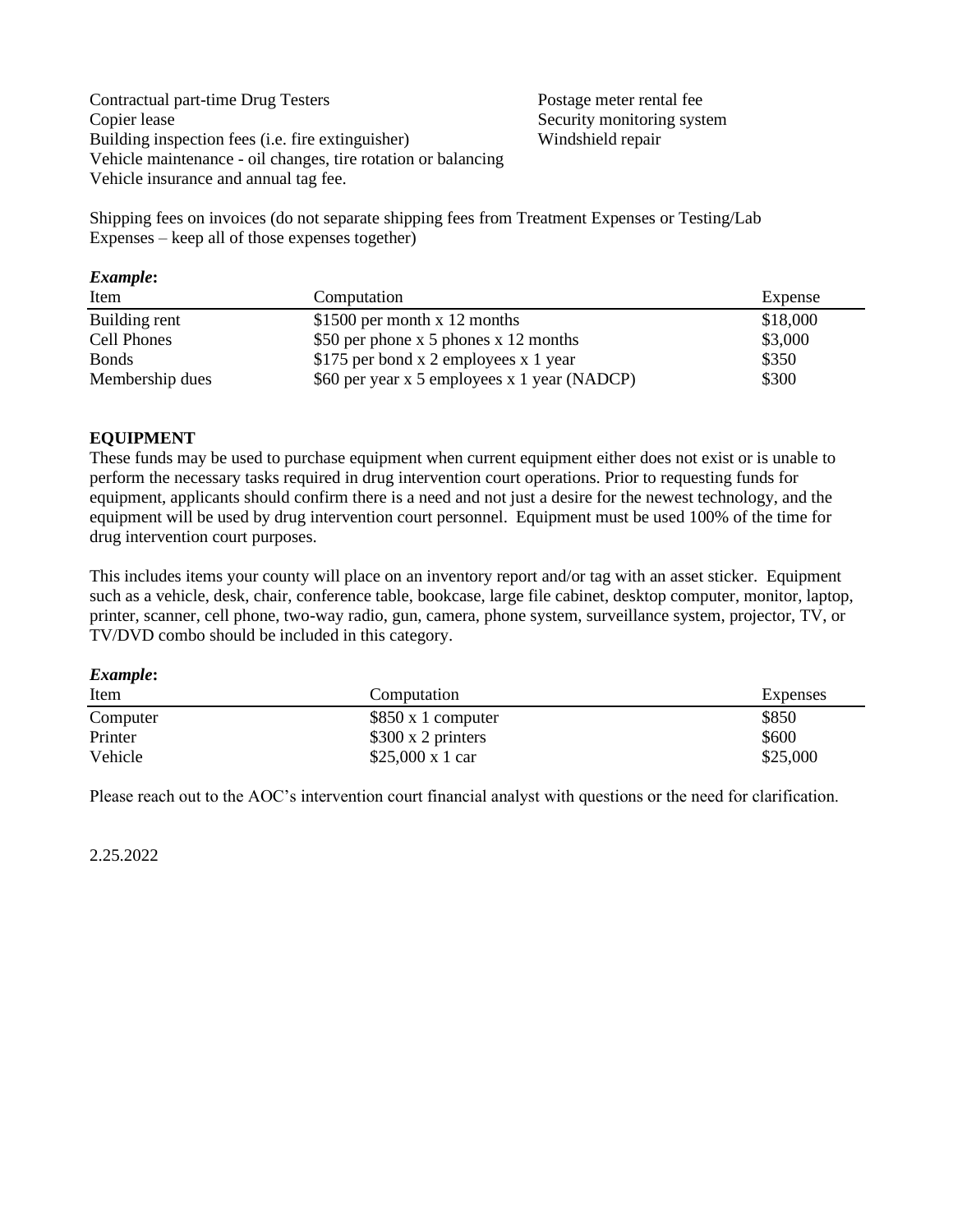Contractual part-time Drug Testers
Copier lease
Building inspection fees (i.e. fire extinguisher)
Vehicle maintenance - oil changes, tire rotation or balancing
Vehicle insurance and annual tag fee.
Postage meter rental fee
Security monitoring system
Windshield repair

Shipping fees on invoices (do not separate shipping fees from Treatment Expenses or Testing/Lab Expenses – keep all of those expenses together)

***Example*:**

| Item | Computation | Expense |
|---|---|---|
| Building rent | $1500 per month x 12 months | $18,000 |
| Cell Phones | $50 per phone x 5 phones x 12 months | $3,000 |
| Bonds | $175 per bond x 2 employees x 1 year | $350 |
| Membership dues | $60 per year x 5 employees x 1 year (NADCP) | $300 |

**EQUIPMENT**

These funds may be used to purchase equipment when current equipment either does not exist or is unable to perform the necessary tasks required in drug intervention court operations. Prior to requesting funds for equipment, applicants should confirm there is a need and not just a desire for the newest technology, and the equipment will be used by drug intervention court personnel. Equipment must be used 100% of the time for drug intervention court purposes.

This includes items your county will place on an inventory report and/or tag with an asset sticker. Equipment such as a vehicle, desk, chair, conference table, bookcase, large file cabinet, desktop computer, monitor, laptop, printer, scanner, cell phone, two-way radio, gun, camera, phone system, surveillance system, projector, TV, or TV/DVD combo should be included in this category.

***Example*:**

| Item | Computation | Expenses |
|---|---|---|
| Computer | $850 x 1 computer | $850 |
| Printer | $300 x 2 printers | $600 |
| Vehicle | $25,000 x 1 car | $25,000 |

Please reach out to the AOC's intervention court financial analyst with questions or the need for clarification.

2.25.2022